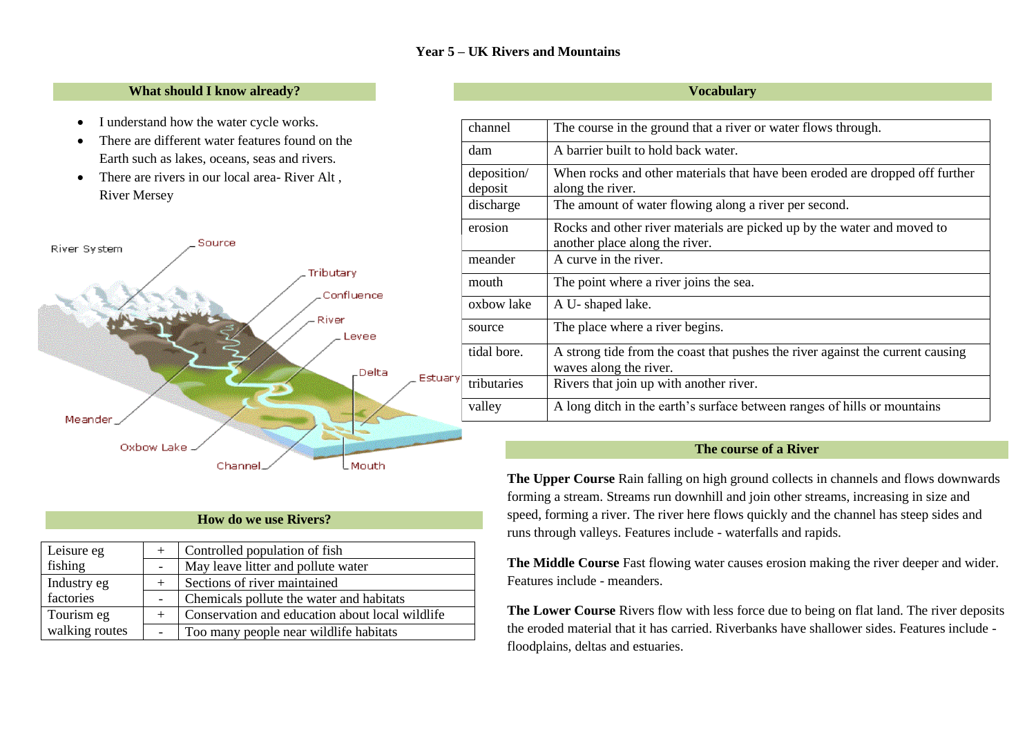# Year 5 – UK Rivers and Mountains

## What should I know already?

- I understand how the water cycle works.
- There are different water features found on the Earth such as lakes, oceans, seas and rivers.
- There are rivers in our local area- River Alt , River Mersey

River System

Source
Tributary
Confluence
River
Levee
Delta
Estuary
Meander
Oxbow Lake
Channel
Mouth

## How do we use Rivers?

| | | |
|---|---|---|
| Leisure eg fishing | + | Controlled population of fish |
| | - | May leave litter and pollute water |
| Industry eg factories | + | Sections of river maintained |
| | - | Chemicals pollute the water and habitats |
| Tourism eg walking routes | + | Conservation and education about local wildlife |
| | - | Too many people near wildlife habitats |

## Vocabulary

| | |
|---|---|
| channel | The course in the ground that a river or water flows through. |
| dam | A barrier built to hold back water. |
| deposition/ deposit | When rocks and other materials that have been eroded are dropped off further along the river. |
| discharge | The amount of water flowing along a river per second. |
| erosion | Rocks and other river materials are picked up by the water and moved to another place along the river. |
| meander | A curve in the river. |
| mouth | The point where a river joins the sea. |
| oxbow lake | A U- shaped lake. |
| source | The place where a river begins. |
| tidal bore. | A strong tide from the coast that pushes the river against the current causing waves along the river. |
| tributaries | Rivers that join up with another river. |
| valley | A long ditch in the earth's surface between ranges of hills or mountains |

## The course of a River

**The Upper Course** Rain falling on high ground collects in channels and flows downwards forming a stream. Streams run downhill and join other streams, increasing in size and speed, forming a river. The river here flows quickly and the channel has steep sides and runs through valleys. Features include - waterfalls and rapids.

**The Middle Course** Fast flowing water causes erosion making the river deeper and wider. Features include - meanders.

**The Lower Course** Rivers flow with less force due to being on flat land. The river deposits the eroded material that it has carried. Riverbanks have shallower sides. Features include - floodplains, deltas and estuaries.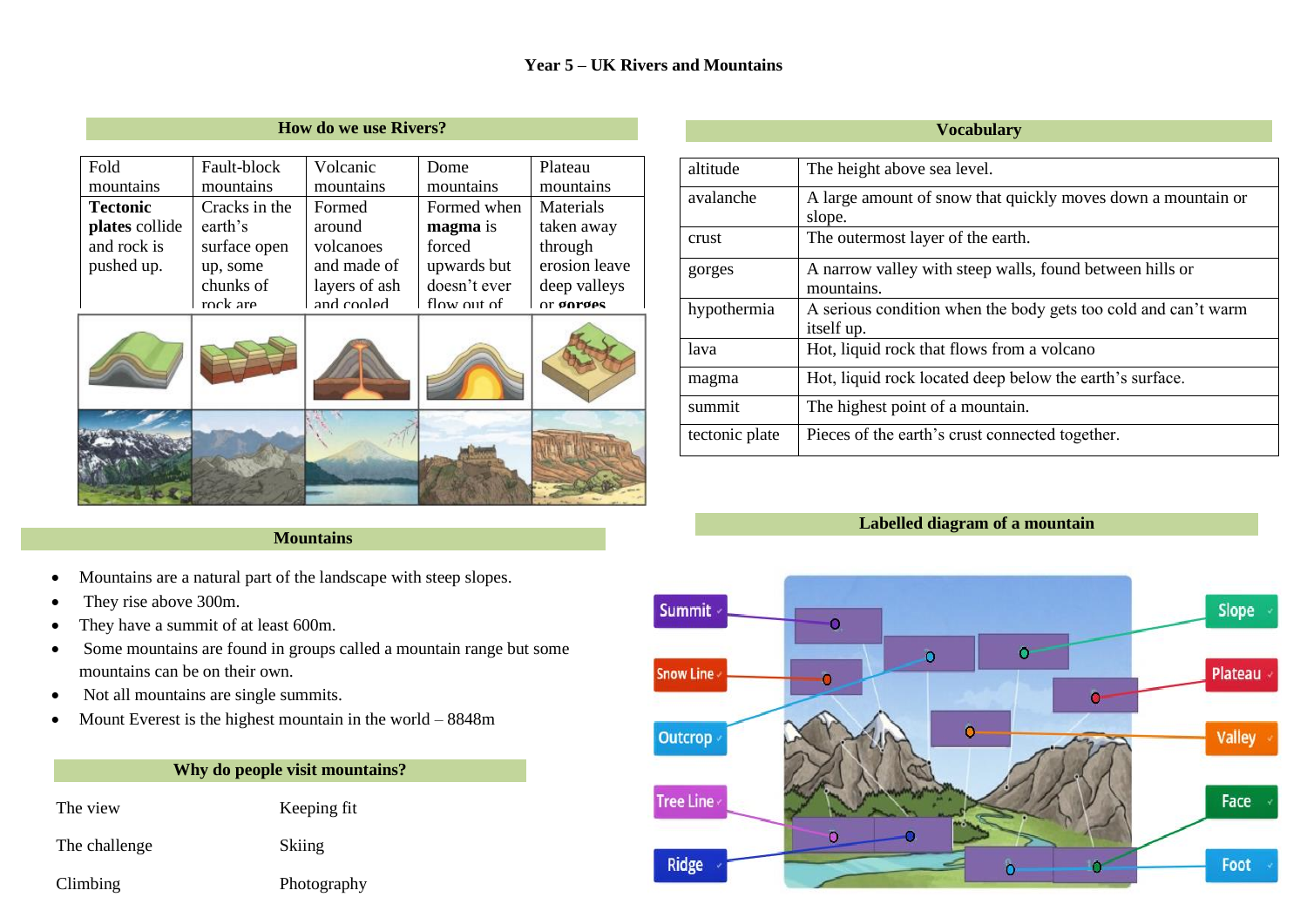# Year 5 – UK Rivers and Mountains

## How do we use Rivers?

| Fold mountains | Fault-block mountains | Volcanic mountains | Dome mountains | Plateau mountains |
|---|---|---|---|---|
| **Tectonic plates** collide and rock is pushed up. | Cracks in the earth's surface open up, some chunks of rock are | Formed around volcanoes and made of layers of ash and cooled | Formed when **magma** is forced upwards but doesn't ever flow out of | Materials taken away through erosion leave deep valleys or **gorges** |

## Vocabulary

| | |
|---|---|
| altitude | The height above sea level. |
| avalanche | A large amount of snow that quickly moves down a mountain or slope. |
| crust | The outermost layer of the earth. |
| gorges | A narrow valley with steep walls, found between hills or mountains. |
| hypothermia | A serious condition when the body gets too cold and can't warm itself up. |
| lava | Hot, liquid rock that flows from a volcano |
| magma | Hot, liquid rock located deep below the earth's surface. |
| summit | The highest point of a mountain. |
| tectonic plate | Pieces of the earth's crust connected together. |

## Mountains

- Mountains are a natural part of the landscape with steep slopes.
- They rise above 300m.
- They have a summit of at least 600m.
- Some mountains are found in groups called a mountain range but some mountains can be on their own.
- Not all mountains are single summits.
- Mount Everest is the highest mountain in the world – 8848m

## Why do people visit mountains?

| | |
|---|---|
| The view | Keeping fit |
| The challenge | Skiing |
| Climbing | Photography |

## Labelled diagram of a mountain

Summit
Snow Line
Outcrop
Tree Line
Ridge
Slope
Plateau
Valley
Face
Foot